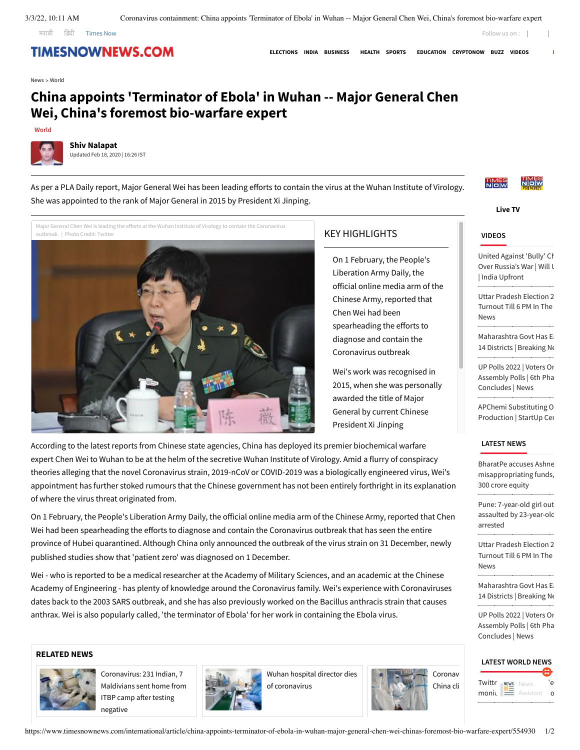News > World

# China appoints 'Terminator of Ebola' in Wuhan -- Major General Chen Wei, China's foremost bio-warfare expert

World

**Shiv Nalapat**
Updated Feb 18, 2020 | 16:26 IST

As per a PLA Daily report, Major General Wei has been leading efforts to contain the virus at the Wuhan Institute of Virology. She was appointed to the rank of Major General in 2015 by President Xi Jinping.

Major General Chen Wei is leading the efforts at the Wuhan Institute of Virology to contain the Coronavirus outbreak. | Photo Credit: Twitter

## KEY HIGHLIGHTS

- On 1 February, the People's Liberation Army Daily, the official online media arm of the Chinese Army, reported that Chen Wei had been spearheading the efforts to diagnose and contain the Coronavirus outbreak
- Wei's work was recognised in 2015, when she was personally awarded the title of Major General by current Chinese President Xi Jinping

According to the latest reports from Chinese state agencies, China has deployed its premier biochemical warfare expert Chen Wei to Wuhan to be at the helm of the secretive Wuhan Institute of Virology. Amid a flurry of conspiracy theories alleging that the novel Coronavirus strain, 2019-nCoV or COVID-2019 was a biologically engineered virus, Wei's appointment has further stoked rumours that the Chinese government has not been entirely forthright in its explanation of where the virus threat originated from.

On 1 February, the People's Liberation Army Daily, the official online media arm of the Chinese Army, reported that Chen Wei had been spearheading the efforts to diagnose and contain the Coronavirus outbreak that has seen the entire province of Hubei quarantined. Although China only announced the outbreak of the virus strain on 31 December, newly published studies show that 'patient zero' was diagnosed on 1 December.

Wei - who is reported to be a medical researcher at the Academy of Military Sciences, and an academic at the Chinese Academy of Engineering - has plenty of knowledge around the Coronavirus family. Wei's experience with Coronaviruses dates back to the 2003 SARS outbreak, and she has also previously worked on the Bacillus anthracis strain that causes anthrax. Wei is also popularly called, 'the terminator of Ebola' for her work in containing the Ebola virus.

### RELATED NEWS

- Coronavirus: 231 Indian, 7 Maldivians sent home from ITBP camp after testing negative
- Wuhan hospital director dies of coronavirus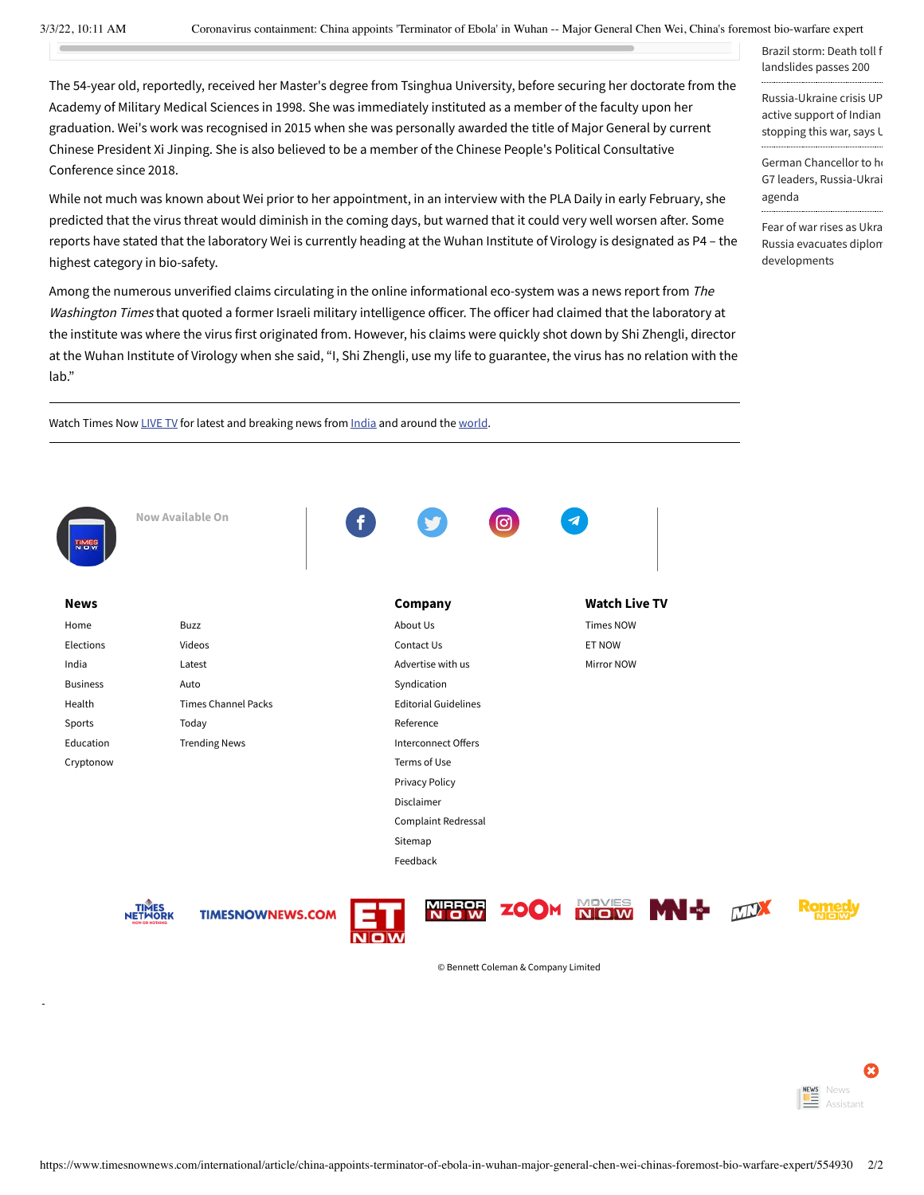The 54-year old, reportedly, received her Master's degree from Tsinghua University, before securing her doctorate from the Academy of Military Medical Sciences in 1998. She was immediately instituted as a member of the faculty upon her graduation. Wei's work was recognised in 2015 when she was personally awarded the title of Major General by current Chinese President Xi Jinping. She is also believed to be a member of the Chinese People's Political Consultative Conference since 2018.

While not much was known about Wei prior to her appointment, in an interview with the PLA Daily in early February, she predicted that the virus threat would diminish in the coming days, but warned that it could very well worsen after. Some reports have stated that the laboratory Wei is currently heading at the Wuhan Institute of Virology is designated as P4 – the highest category in bio-safety.

Among the numerous unverified claims circulating in the online informational eco-system was a news report from *The Washington Times* that quoted a former Israeli military intelligence officer. The officer had claimed that the laboratory at the institute was where the virus first originated from. However, his claims were quickly shot down by Shi Zhengli, director at the Wuhan Institute of Virology when she said, “I, Shi Zhengli, use my life to guarantee, the virus has no relation with the lab.”

Watch Times Now LIVE TV for latest and breaking news from India and around the world.

Brazil storm: Death toll f landslides passes 200

Russia-Ukraine crisis UP active support of Indian stopping this war, says U

German Chancellor to h G7 leaders, Russia-Ukrai agenda

Fear of war rises as Ukra Russia evacuates diplom developments

Now Available On

**News**

Home
Elections
India
Business
Health
Sports
Education
Cryptonow
Buzz
Videos
Latest
Auto
Times Channel Packs
Today
Trending News

**Company**

About Us
Contact Us
Advertise with us
Syndication
Editorial Guidelines
Reference
Interconnect Offers
Terms of Use
Privacy Policy
Disclaimer
Complaint Redressal
Sitemap
Feedback

**Watch Live TV**

Times NOW
ET NOW
Mirror NOW

© Bennett Coleman & Company Limited

News Assistant